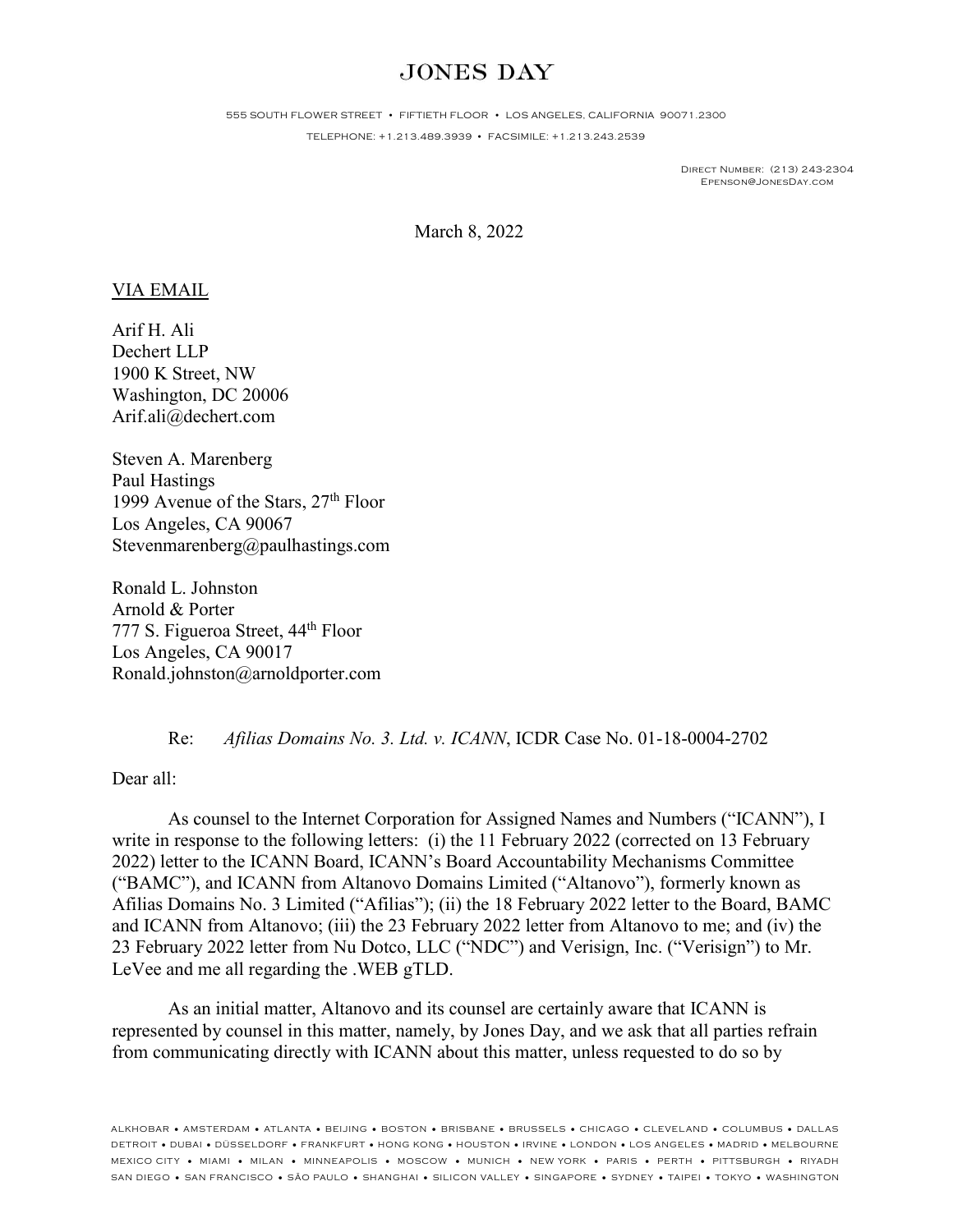# JONES DAY

555 SOUTH FLOWER STREET • FIFTIETH FLOOR • LOS ANGELES, CALIFORNIA 90071.2300

TELEPHONE: +1.213.489.3939 • FACSIMILE: +1.213.243.2539

DIRECT NUMBER: (213) 243-2304
EPENSON@JONESDAY.COM

March 8, 2022

VIA EMAIL

Arif H. Ali
Dechert LLP
1900 K Street, NW
Washington, DC 20006
Arif.ali@dechert.com

Steven A. Marenberg
Paul Hastings
1999 Avenue of the Stars, 27th Floor
Los Angeles, CA 90067
Stevenmarenberg@paulhastings.com

Ronald L. Johnston
Arnold & Porter
777 S. Figueroa Street, 44th Floor
Los Angeles, CA 90017
Ronald.johnston@arnoldporter.com

Re: *Afilias Domains No. 3. Ltd. v. ICANN*, ICDR Case No. 01-18-0004-2702

Dear all:

As counsel to the Internet Corporation for Assigned Names and Numbers ("ICANN"), I write in response to the following letters: (i) the 11 February 2022 (corrected on 13 February 2022) letter to the ICANN Board, ICANN's Board Accountability Mechanisms Committee ("BAMC"), and ICANN from Altanovo Domains Limited ("Altanovo"), formerly known as Afilias Domains No. 3 Limited ("Afilias"); (ii) the 18 February 2022 letter to the Board, BAMC and ICANN from Altanovo; (iii) the 23 February 2022 letter from Altanovo to me; and (iv) the 23 February 2022 letter from Nu Dotco, LLC ("NDC") and Verisign, Inc. ("Verisign") to Mr. LeVee and me all regarding the .WEB gTLD.

As an initial matter, Altanovo and its counsel are certainly aware that ICANN is represented by counsel in this matter, namely, by Jones Day, and we ask that all parties refrain from communicating directly with ICANN about this matter, unless requested to do so by

ALKHOBAR • AMSTERDAM • ATLANTA • BEIJING • BOSTON • BRISBANE • BRUSSELS • CHICAGO • CLEVELAND • COLUMBUS • DALLAS
DETROIT • DUBAI • DÜSSELDORF • FRANKFURT • HONG KONG • HOUSTON • IRVINE • LONDON • LOS ANGELES • MADRID • MELBOURNE
MEXICO CITY • MIAMI • MILAN • MINNEAPOLIS • MOSCOW • MUNICH • NEW YORK • PARIS • PERTH • PITTSBURGH • RIYADH
SAN DIEGO • SAN FRANCISCO • SÃO PAULO • SHANGHAI • SILICON VALLEY • SINGAPORE • SYDNEY • TAIPEI • TOKYO • WASHINGTON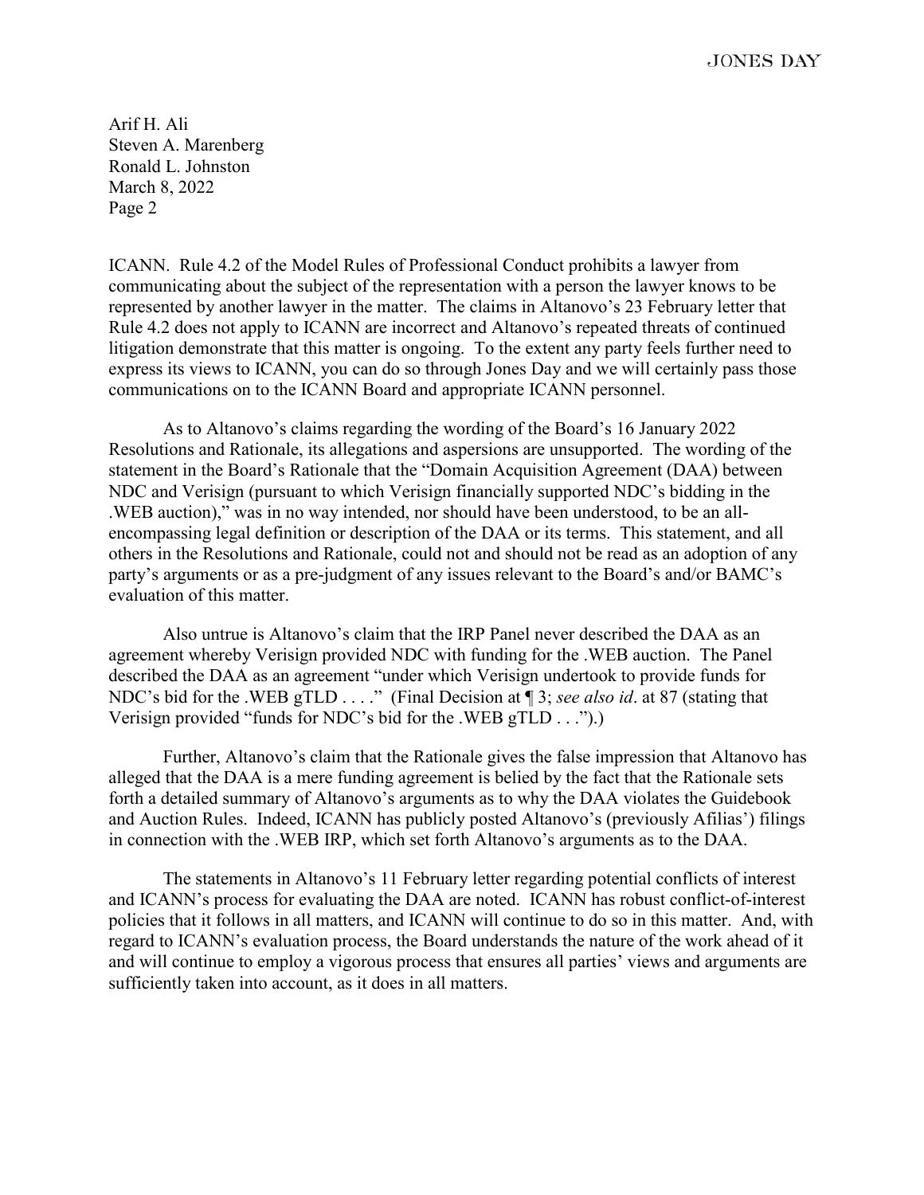ICANN. Rule 4.2 of the Model Rules of Professional Conduct prohibits a lawyer from communicating about the subject of the representation with a person the lawyer knows to be represented by another lawyer in the matter. The claims in Altanovo's 23 February letter that Rule 4.2 does not apply to ICANN are incorrect and Altanovo's repeated threats of continued litigation demonstrate that this matter is ongoing. To the extent any party feels further need to express its views to ICANN, you can do so through Jones Day and we will certainly pass those communications on to the ICANN Board and appropriate ICANN personnel.

As to Altanovo's claims regarding the wording of the Board's 16 January 2022 Resolutions and Rationale, its allegations and aspersions are unsupported. The wording of the statement in the Board's Rationale that the "Domain Acquisition Agreement (DAA) between NDC and Verisign (pursuant to which Verisign financially supported NDC's bidding in the .WEB auction)," was in no way intended, nor should have been understood, to be an all-encompassing legal definition or description of the DAA or its terms. This statement, and all others in the Resolutions and Rationale, could not and should not be read as an adoption of any party's arguments or as a pre-judgment of any issues relevant to the Board's and/or BAMC's evaluation of this matter.

Also untrue is Altanovo's claim that the IRP Panel never described the DAA as an agreement whereby Verisign provided NDC with funding for the .WEB auction. The Panel described the DAA as an agreement "under which Verisign undertook to provide funds for NDC's bid for the .WEB gTLD . . . ." (Final Decision at ¶ 3; *see also id*. at 87 (stating that Verisign provided "funds for NDC's bid for the .WEB gTLD . . .").)

Further, Altanovo's claim that the Rationale gives the false impression that Altanovo has alleged that the DAA is a mere funding agreement is belied by the fact that the Rationale sets forth a detailed summary of Altanovo's arguments as to why the DAA violates the Guidebook and Auction Rules. Indeed, ICANN has publicly posted Altanovo's (previously Afilias') filings in connection with the .WEB IRP, which set forth Altanovo's arguments as to the DAA.

The statements in Altanovo's 11 February letter regarding potential conflicts of interest and ICANN's process for evaluating the DAA are noted. ICANN has robust conflict-of-interest policies that it follows in all matters, and ICANN will continue to do so in this matter. And, with regard to ICANN's evaluation process, the Board understands the nature of the work ahead of it and will continue to employ a vigorous process that ensures all parties' views and arguments are sufficiently taken into account, as it does in all matters.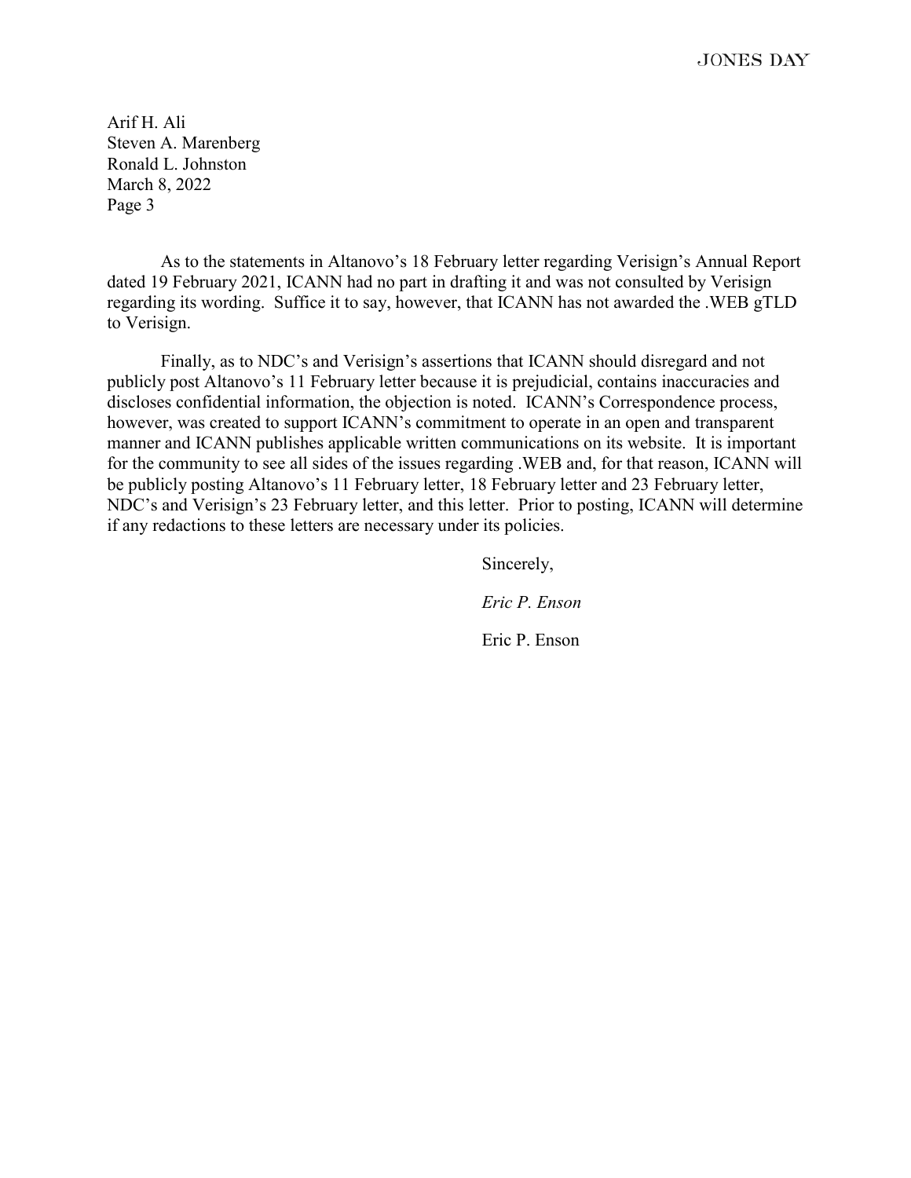As to the statements in Altanovo's 18 February letter regarding Verisign's Annual Report dated 19 February 2021, ICANN had no part in drafting it and was not consulted by Verisign regarding its wording. Suffice it to say, however, that ICANN has not awarded the .WEB gTLD to Verisign.

Finally, as to NDC's and Verisign's assertions that ICANN should disregard and not publicly post Altanovo's 11 February letter because it is prejudicial, contains inaccuracies and discloses confidential information, the objection is noted. ICANN's Correspondence process, however, was created to support ICANN's commitment to operate in an open and transparent manner and ICANN publishes applicable written communications on its website. It is important for the community to see all sides of the issues regarding .WEB and, for that reason, ICANN will be publicly posting Altanovo's 11 February letter, 18 February letter and 23 February letter, NDC's and Verisign's 23 February letter, and this letter. Prior to posting, ICANN will determine if any redactions to these letters are necessary under its policies.

Sincerely,

*Eric P. Enson*

Eric P. Enson